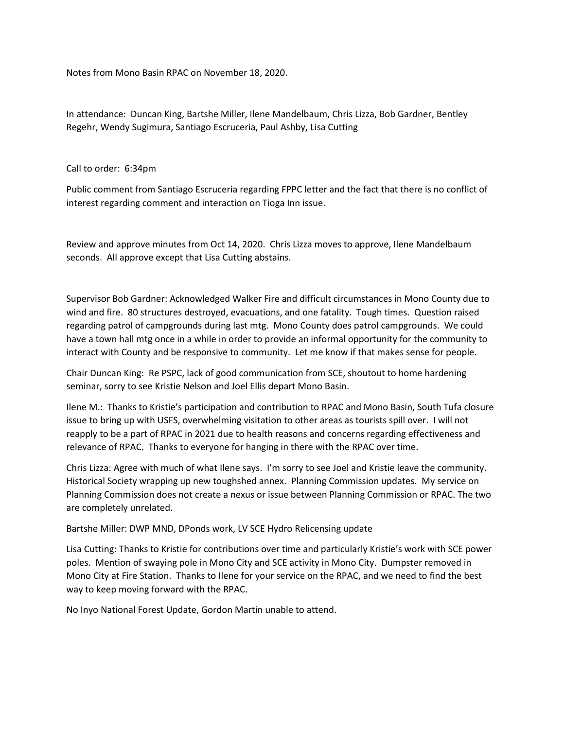Notes from Mono Basin RPAC on November 18, 2020.

In attendance: Duncan King, Bartshe Miller, Ilene Mandelbaum, Chris Lizza, Bob Gardner, Bentley Regehr, Wendy Sugimura, Santiago Escruceria, Paul Ashby, Lisa Cutting

Call to order: 6:34pm

Public comment from Santiago Escruceria regarding FPPC letter and the fact that there is no conflict of interest regarding comment and interaction on Tioga Inn issue.

Review and approve minutes from Oct 14, 2020. Chris Lizza moves to approve, Ilene Mandelbaum seconds. All approve except that Lisa Cutting abstains.

Supervisor Bob Gardner: Acknowledged Walker Fire and difficult circumstances in Mono County due to wind and fire. 80 structures destroyed, evacuations, and one fatality. Tough times. Question raised regarding patrol of campgrounds during last mtg. Mono County does patrol campgrounds. We could have a town hall mtg once in a while in order to provide an informal opportunity for the community to interact with County and be responsive to community. Let me know if that makes sense for people.

Chair Duncan King: Re PSPC, lack of good communication from SCE, shoutout to home hardening seminar, sorry to see Kristie Nelson and Joel Ellis depart Mono Basin.

Ilene M.: Thanks to Kristie's participation and contribution to RPAC and Mono Basin, South Tufa closure issue to bring up with USFS, overwhelming visitation to other areas as tourists spill over. I will not reapply to be a part of RPAC in 2021 due to health reasons and concerns regarding effectiveness and relevance of RPAC. Thanks to everyone for hanging in there with the RPAC over time.

Chris Lizza: Agree with much of what Ilene says. I'm sorry to see Joel and Kristie leave the community. Historical Society wrapping up new toughshed annex. Planning Commission updates. My service on Planning Commission does not create a nexus or issue between Planning Commission or RPAC. The two are completely unrelated.

Bartshe Miller: DWP MND, DPonds work, LV SCE Hydro Relicensing update

Lisa Cutting: Thanks to Kristie for contributions over time and particularly Kristie's work with SCE power poles. Mention of swaying pole in Mono City and SCE activity in Mono City. Dumpster removed in Mono City at Fire Station. Thanks to Ilene for your service on the RPAC, and we need to find the best way to keep moving forward with the RPAC.

No Inyo National Forest Update, Gordon Martin unable to attend.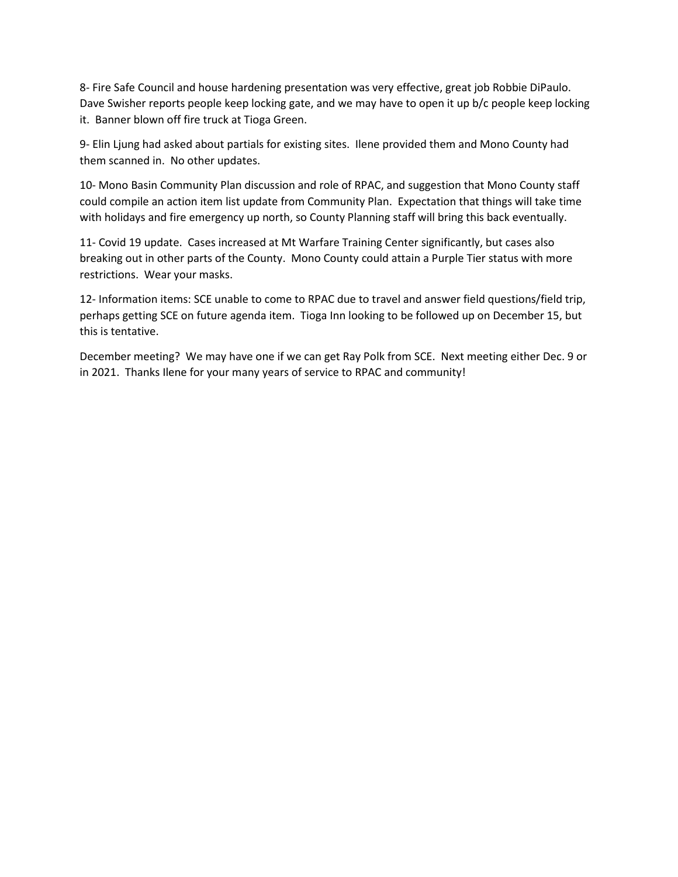8- Fire Safe Council and house hardening presentation was very effective, great job Robbie DiPaulo. Dave Swisher reports people keep locking gate, and we may have to open it up b/c people keep locking it. Banner blown off fire truck at Tioga Green.

9- Elin Ljung had asked about partials for existing sites. Ilene provided them and Mono County had them scanned in. No other updates.

10- Mono Basin Community Plan discussion and role of RPAC, and suggestion that Mono County staff could compile an action item list update from Community Plan. Expectation that things will take time with holidays and fire emergency up north, so County Planning staff will bring this back eventually.

11- Covid 19 update. Cases increased at Mt Warfare Training Center significantly, but cases also breaking out in other parts of the County. Mono County could attain a Purple Tier status with more restrictions. Wear your masks.

12- Information items: SCE unable to come to RPAC due to travel and answer field questions/field trip, perhaps getting SCE on future agenda item. Tioga Inn looking to be followed up on December 15, but this is tentative.

December meeting? We may have one if we can get Ray Polk from SCE. Next meeting either Dec. 9 or in 2021. Thanks Ilene for your many years of service to RPAC and community!